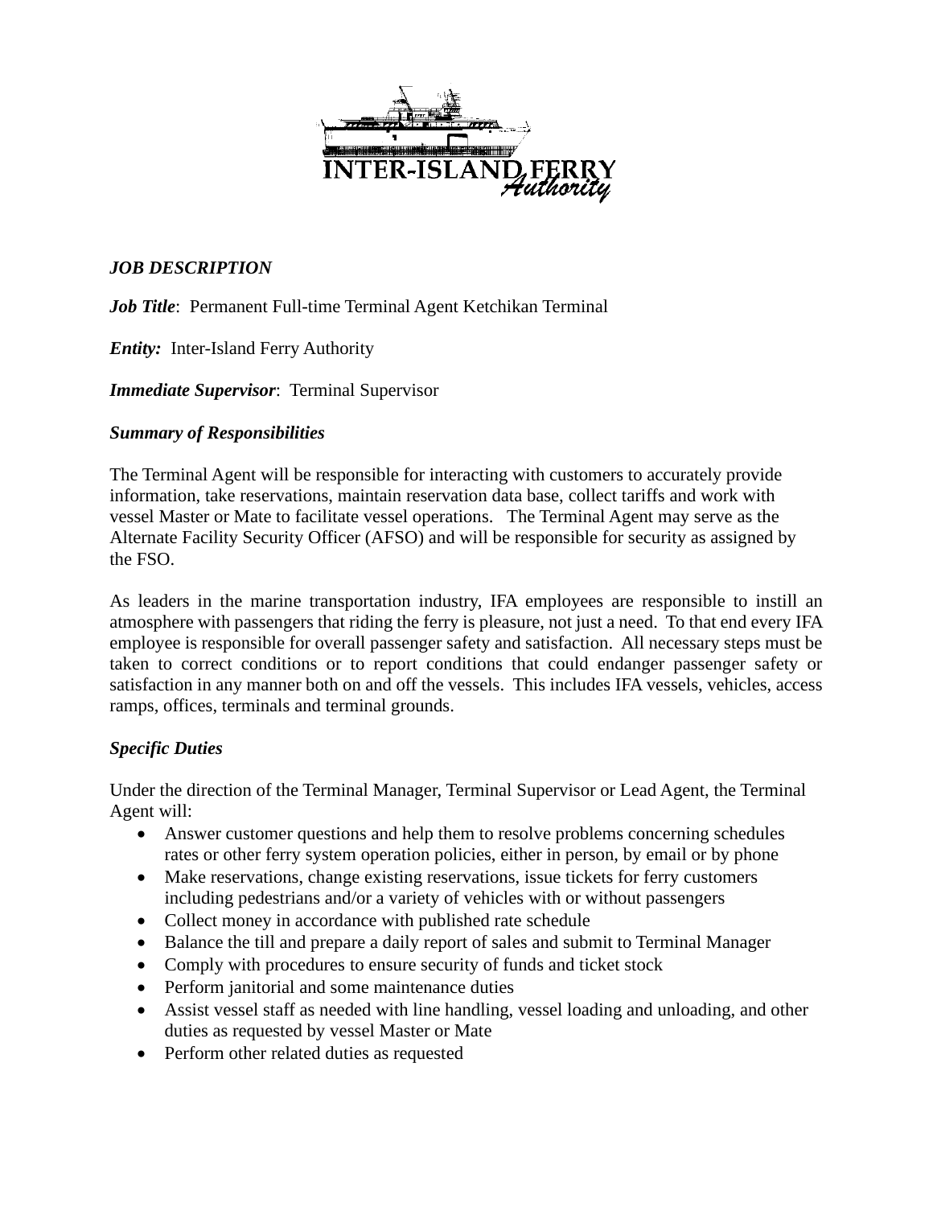INTER-ISLAND FERRY *Authority*

***JOB DESCRIPTION***

***Job Title***: Permanent Full-time Terminal Agent Ketchikan Terminal

***Entity:*** Inter-Island Ferry Authority

***Immediate Supervisor***: Terminal Supervisor

***Summary of Responsibilities***

The Terminal Agent will be responsible for interacting with customers to accurately provide information, take reservations, maintain reservation data base, collect tariffs and work with vessel Master or Mate to facilitate vessel operations. The Terminal Agent may serve as the Alternate Facility Security Officer (AFSO) and will be responsible for security as assigned by the FSO.

As leaders in the marine transportation industry, IFA employees are responsible to instill an atmosphere with passengers that riding the ferry is pleasure, not just a need. To that end every IFA employee is responsible for overall passenger safety and satisfaction. All necessary steps must be taken to correct conditions or to report conditions that could endanger passenger safety or satisfaction in any manner both on and off the vessels. This includes IFA vessels, vehicles, access ramps, offices, terminals and terminal grounds.

***Specific Duties***

Under the direction of the Terminal Manager, Terminal Supervisor or Lead Agent, the Terminal Agent will:

- Answer customer questions and help them to resolve problems concerning schedules rates or other ferry system operation policies, either in person, by email or by phone
- Make reservations, change existing reservations, issue tickets for ferry customers including pedestrians and/or a variety of vehicles with or without passengers
- Collect money in accordance with published rate schedule
- Balance the till and prepare a daily report of sales and submit to Terminal Manager
- Comply with procedures to ensure security of funds and ticket stock
- Perform janitorial and some maintenance duties
- Assist vessel staff as needed with line handling, vessel loading and unloading, and other duties as requested by vessel Master or Mate
- Perform other related duties as requested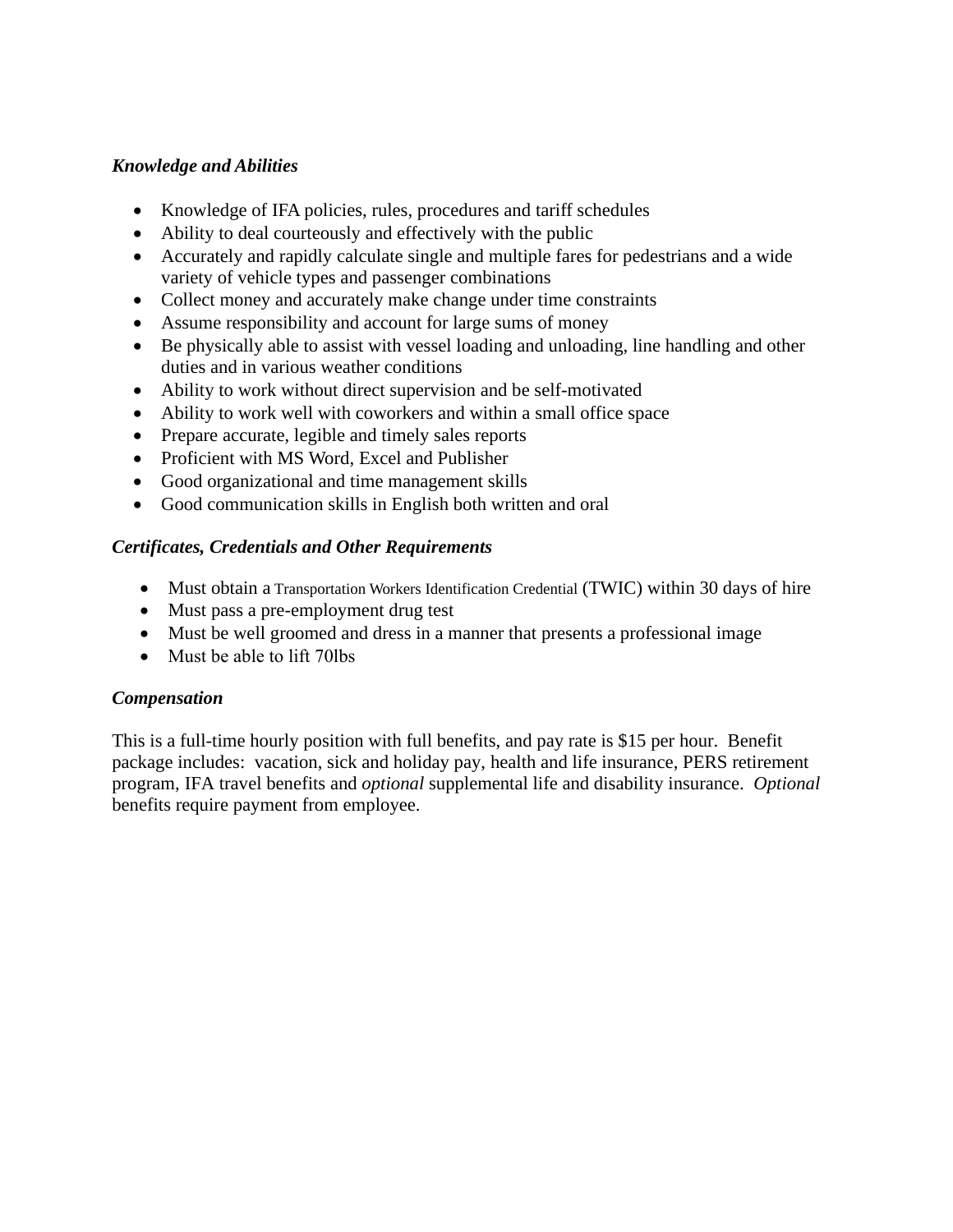***Knowledge and Abilities***

- Knowledge of IFA policies, rules, procedures and tariff schedules
- Ability to deal courteously and effectively with the public
- Accurately and rapidly calculate single and multiple fares for pedestrians and a wide variety of vehicle types and passenger combinations
- Collect money and accurately make change under time constraints
- Assume responsibility and account for large sums of money
- Be physically able to assist with vessel loading and unloading, line handling and other duties and in various weather conditions
- Ability to work without direct supervision and be self-motivated
- Ability to work well with coworkers and within a small office space
- Prepare accurate, legible and timely sales reports
- Proficient with MS Word, Excel and Publisher
- Good organizational and time management skills
- Good communication skills in English both written and oral

***Certificates, Credentials and Other Requirements***

- Must obtain a Transportation Workers Identification Credential (TWIC) within 30 days of hire
- Must pass a pre-employment drug test
- Must be well groomed and dress in a manner that presents a professional image
- Must be able to lift 70lbs

***Compensation***

This is a full-time hourly position with full benefits, and pay rate is $15 per hour. Benefit package includes: vacation, sick and holiday pay, health and life insurance, PERS retirement program, IFA travel benefits and *optional* supplemental life and disability insurance. *Optional* benefits require payment from employee.